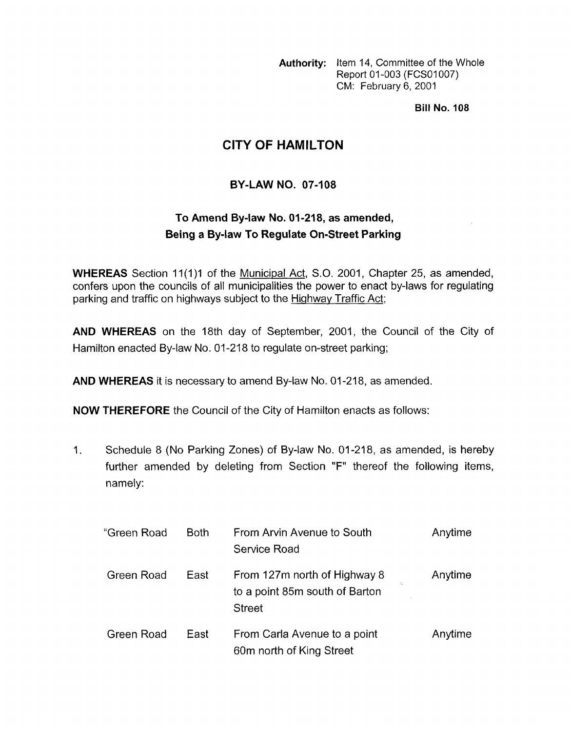**Authority:** Item 14, Committee of the Whole
Report 01-003 (FCS01007)
CM: February 6, 2001

**Bill No. 108**

# CITY OF HAMILTON

## BY-LAW NO. 07-108

### To Amend By-law No. 01-218, as amended, Being a By-law To Regulate On-Street Parking

**WHEREAS** Section 11(1)1 of the Municipal Act, S.O. 2001, Chapter 25, as amended, confers upon the councils of all municipalities the power to enact by-laws for regulating parking and traffic on highways subject to the Highway Traffic Act;

**AND WHEREAS** on the 18th day of September, 2001, the Council of the City of Hamilton enacted By-law No. 01-218 to regulate on-street parking;

**AND WHEREAS** it is necessary to amend By-law No. 01-218, as amended.

**NOW THEREFORE** the Council of the City of Hamilton enacts as follows:

1. Schedule 8 (No Parking Zones) of By-law No. 01-218, as amended, is hereby further amended by deleting from Section "F" thereof the following items, namely:

| | | | |
|---|---|---|---|
| "Green Road | Both | From Arvin Avenue to South Service Road | Anytime |
| Green Road | East | From 127m north of Highway 8 to a point 85m south of Barton Street | Anytime |
| Green Road | East | From Carla Avenue to a point 60m north of King Street | Anytime |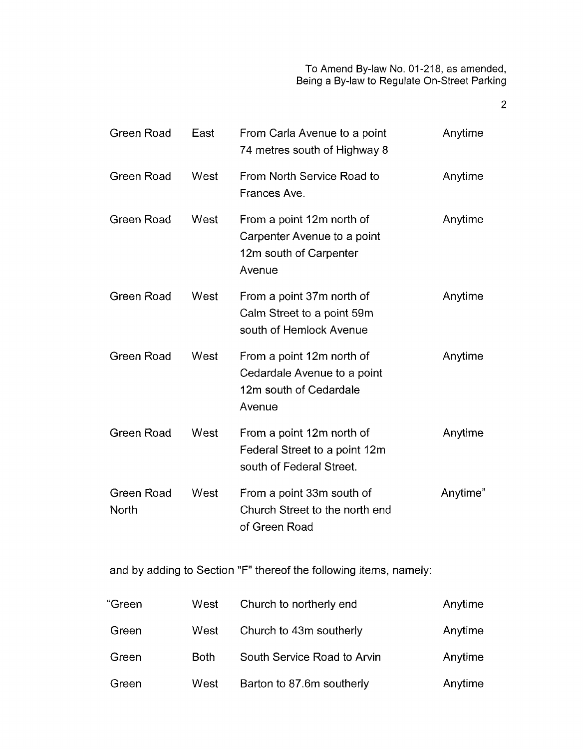| | | | |
|---|---|---|---|
| Green Road | East | From Carla Avenue to a point 74 metres south of Highway 8 | Anytime |
| Green Road | West | From North Service Road to Frances Ave. | Anytime |
| Green Road | West | From a point 12m north of Carpenter Avenue to a point 12m south of Carpenter Avenue | Anytime |
| Green Road | West | From a point 37m north of Calm Street to a point 59m south of Hemlock Avenue | Anytime |
| Green Road | West | From a point 12m north of Cedardale Avenue to a point 12m south of Cedardale Avenue | Anytime |
| Green Road | West | From a point 12m north of Federal Street to a point 12m south of Federal Street. | Anytime |
| Green Road North | West | From a point 33m south of Church Street to the north end of Green Road | Anytime" |

and by adding to Section "F" thereof the following items, namely:

| | | | |
|---|---|---|---|
| "Green | West | Church to northerly end | Anytime |
| Green | West | Church to 43m southerly | Anytime |
| Green | Both | South Service Road to Arvin | Anytime |
| Green | West | Barton to 87.6m southerly | Anytime |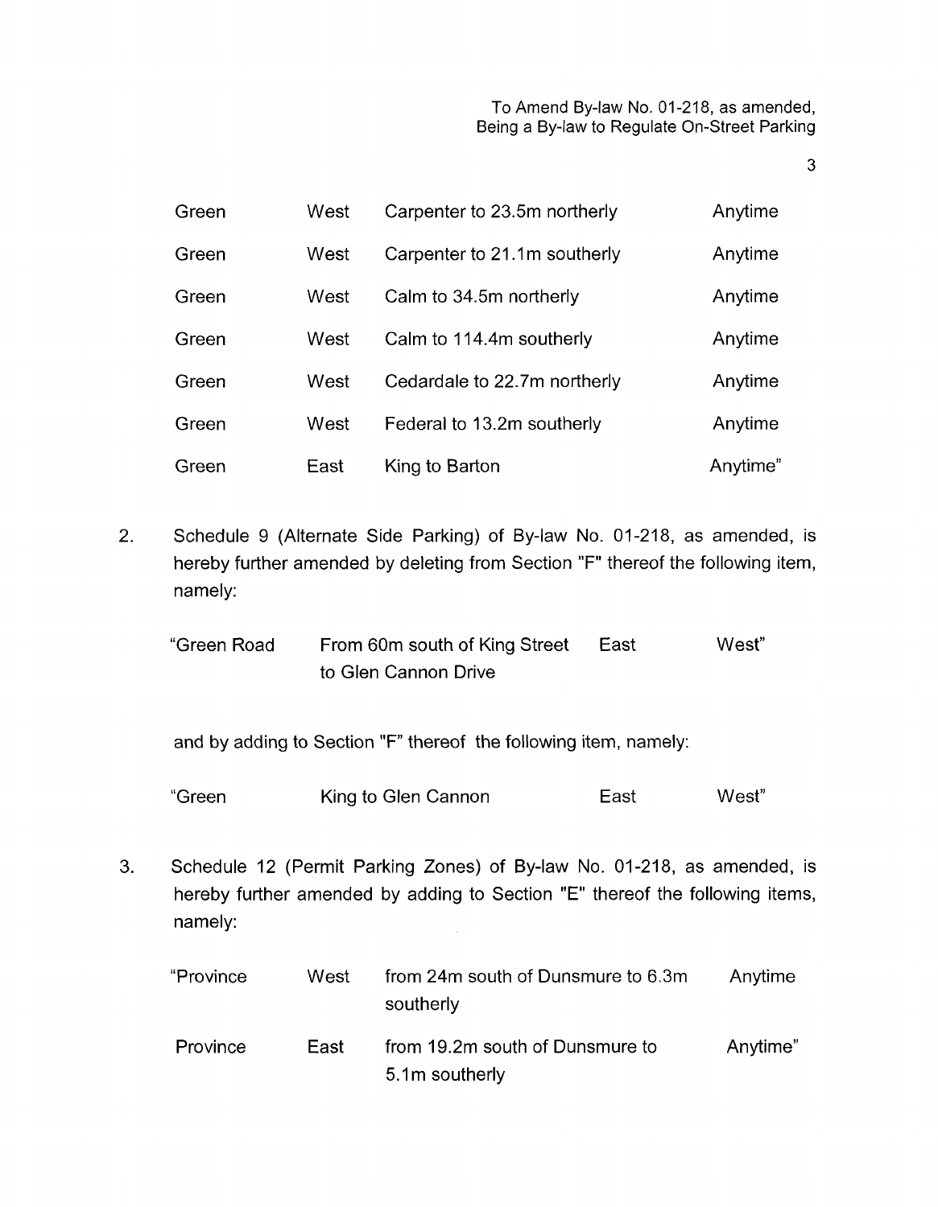| | | | |
|---|---|---|---|
| Green | West | Carpenter to 23.5m northerly | Anytime |
| Green | West | Carpenter to 21.1m southerly | Anytime |
| Green | West | Calm to 34.5m northerly | Anytime |
| Green | West | Calm to 114.4m southerly | Anytime |
| Green | West | Cedardale to 22.7m northerly | Anytime |
| Green | West | Federal to 13.2m southerly | Anytime |
| Green | East | King to Barton | Anytime" |

2. Schedule 9 (Alternate Side Parking) of By-law No. 01-218, as amended, is hereby further amended by deleting from Section "F" thereof the following item, namely:

| | | | |
|---|---|---|---|
| "Green Road | From 60m south of King Street to Glen Cannon Drive | East | West" |

and by adding to Section "F" thereof the following item, namely:

| | | | |
|---|---|---|---|
| "Green | King to Glen Cannon | East | West" |

3. Schedule 12 (Permit Parking Zones) of By-law No. 01-218, as amended, is hereby further amended by adding to Section "E" thereof the following items, namely:

| | | | |
|---|---|---|---|
| "Province | West | from 24m south of Dunsmure to 6.3m southerly | Anytime |
| Province | East | from 19.2m south of Dunsmure to 5.1m southerly | Anytime" |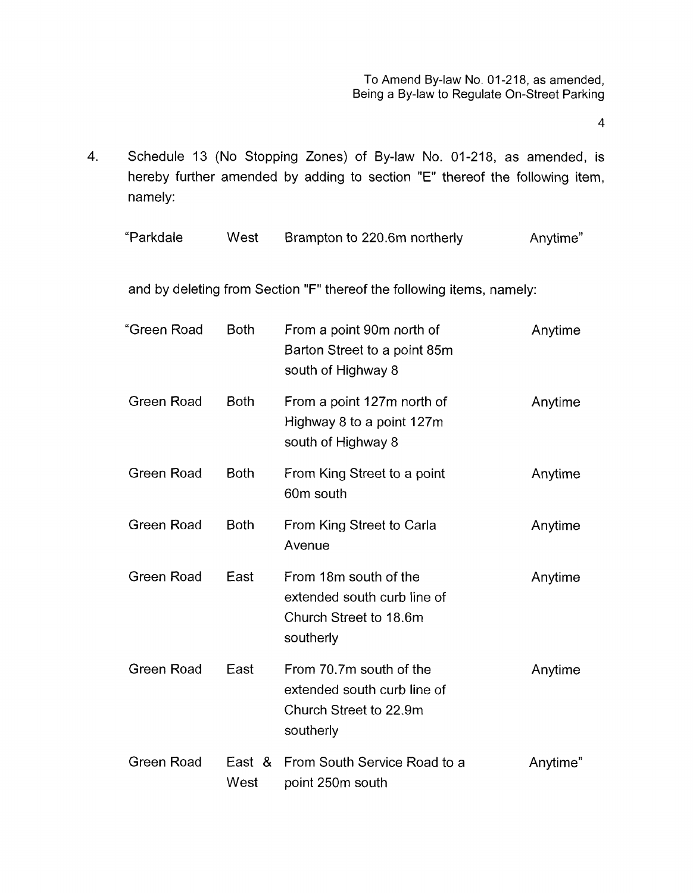4. Schedule 13 (No Stopping Zones) of By-law No. 01-218, as amended, is hereby further amended by adding to section "E" thereof the following item, namely:

| | | | |
|---|---|---|---|
| "Parkdale | West | Brampton to 220.6m northerly | Anytime" |

and by deleting from Section "F" thereof the following items, namely:

| | | | |
|---|---|---|---|
| "Green Road | Both | From a point 90m north of Barton Street to a point 85m south of Highway 8 | Anytime |
| Green Road | Both | From a point 127m north of Highway 8 to a point 127m south of Highway 8 | Anytime |
| Green Road | Both | From King Street to a point 60m south | Anytime |
| Green Road | Both | From King Street to Carla Avenue | Anytime |
| Green Road | East | From 18m south of the extended south curb line of Church Street to 18.6m southerly | Anytime |
| Green Road | East | From 70.7m south of the extended south curb line of Church Street to 22.9m southerly | Anytime |
| Green Road | East & West | From South Service Road to a point 250m south | Anytime" |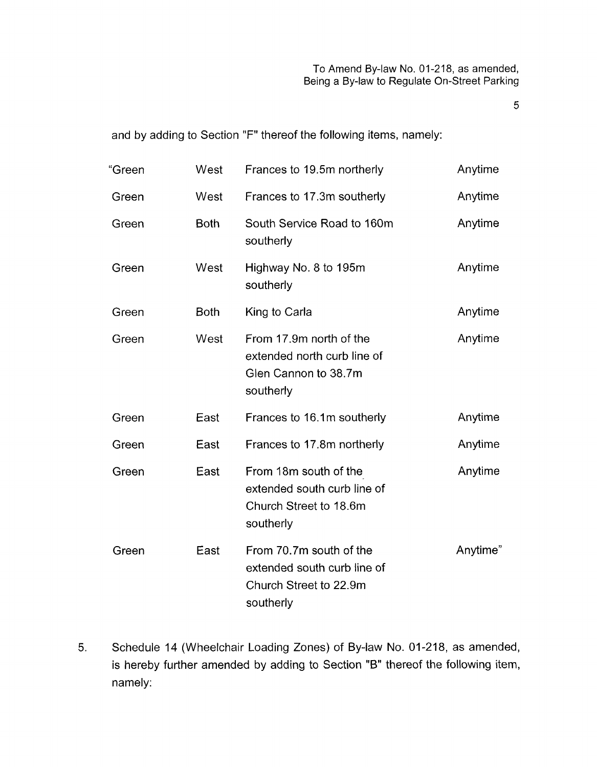and by adding to Section "F" thereof the following items, namely:

| | | | |
|---|---|---|---|
| "Green | West | Frances to 19.5m northerly | Anytime |
| Green | West | Frances to 17.3m southerly | Anytime |
| Green | Both | South Service Road to 160m southerly | Anytime |
| Green | West | Highway No. 8 to 195m southerly | Anytime |
| Green | Both | King to Carla | Anytime |
| Green | West | From 17.9m north of the extended north curb line of Glen Cannon to 38.7m southerly | Anytime |
| Green | East | Frances to 16.1m southerly | Anytime |
| Green | East | Frances to 17.8m northerly | Anytime |
| Green | East | From 18m south of the extended south curb line of Church Street to 18.6m southerly | Anytime |
| Green | East | From 70.7m south of the extended south curb line of Church Street to 22.9m southerly | Anytime" |

5. Schedule 14 (Wheelchair Loading Zones) of By-law No. 01-218, as amended, is hereby further amended by adding to Section "B" thereof the following item, namely: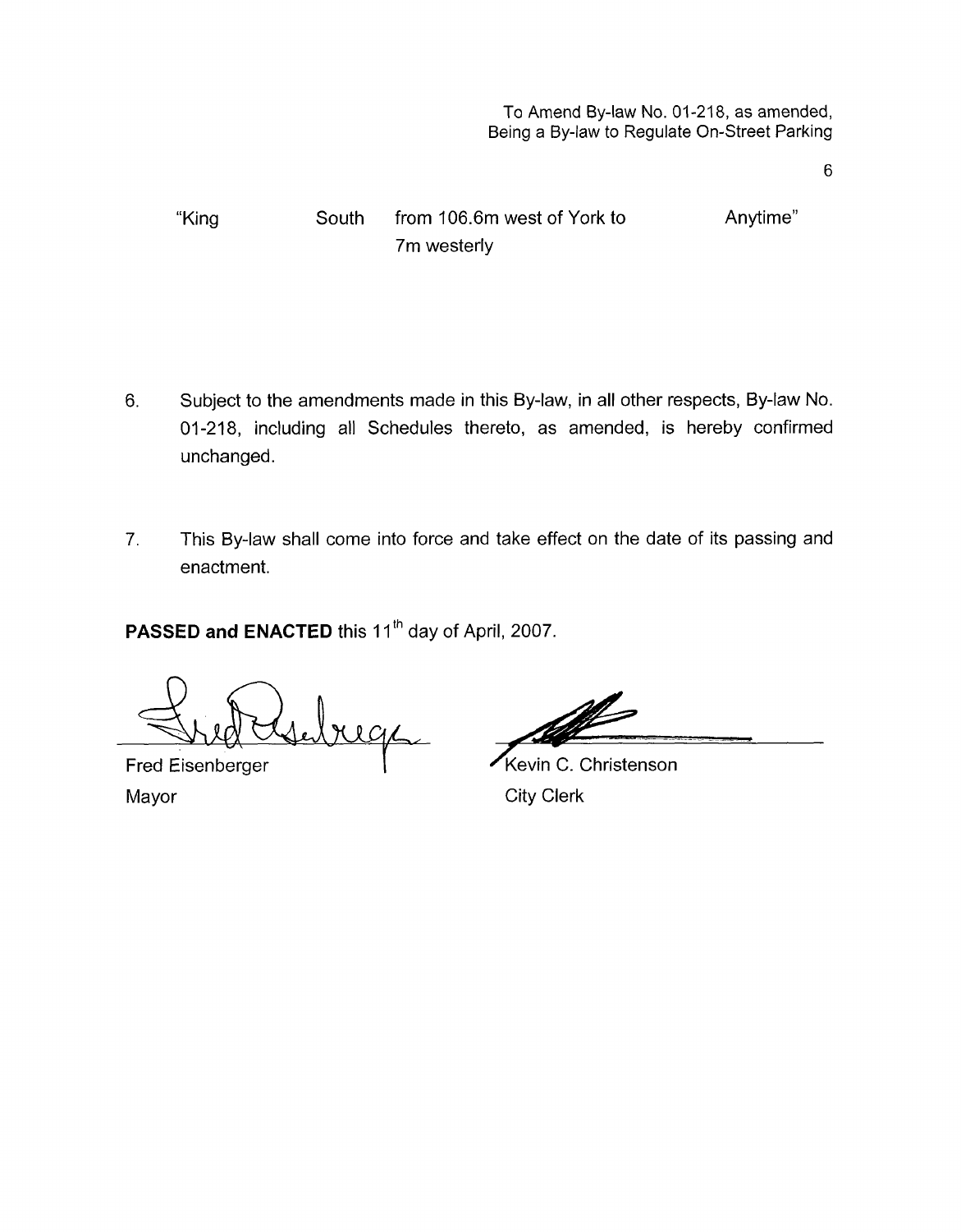| | | | |
|---|---|---|---|
| "King | South | from 106.6m west of York to 7m westerly | Anytime" |

6. Subject to the amendments made in this By-law, in all other respects, By-law No. 01-218, including all Schedules thereto, as amended, is hereby confirmed unchanged.

7. This By-law shall come into force and take effect on the date of its passing and enactment.

**PASSED and ENACTED** this 11th day of April, 2007.

Fred Eisenberger
Mayor

Kevin C. Christenson
City Clerk